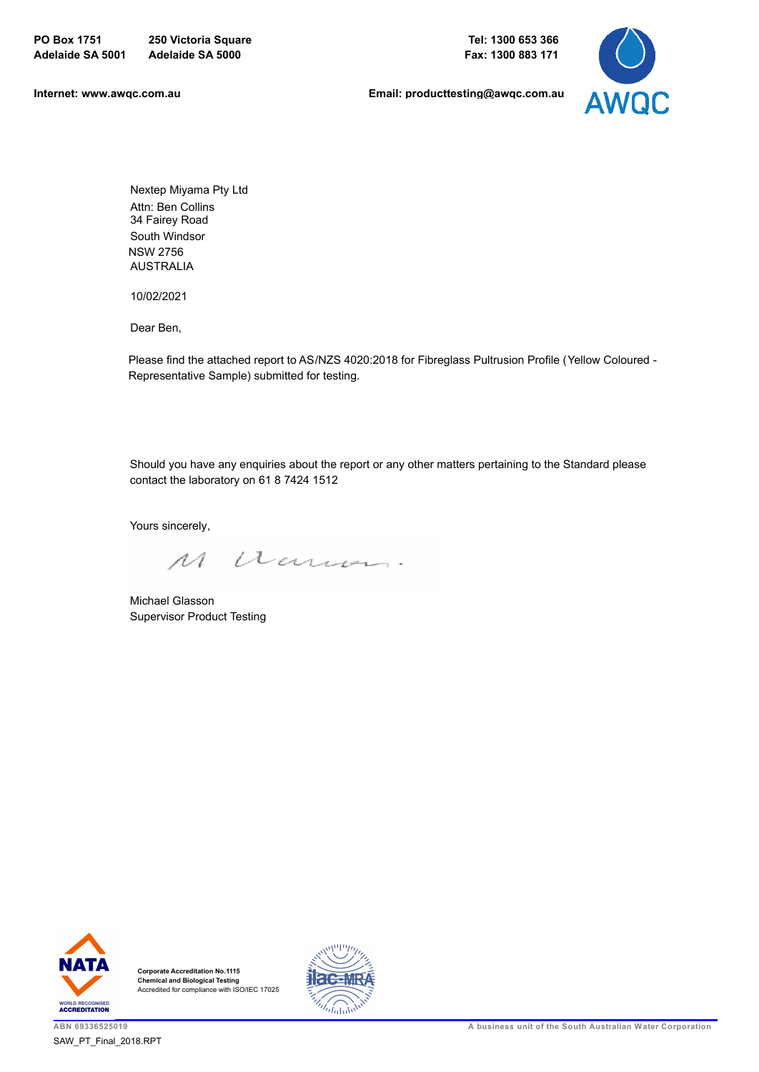PO Box 1751
Adelaide SA 5001

250 Victoria Square
Adelaide SA 5000

Tel: 1300 653 366
Fax: 1300 883 171

Internet: www.awqc.com.au

Email: producttesting@awqc.com.au

AWQC

Nextep Miyama Pty Ltd
Attn: Ben Collins
34 Fairey Road
South Windsor
NSW 2756
AUSTRALIA

10/02/2021

Dear Ben,

Please find the attached report to AS/NZS 4020:2018 for Fibreglass Pultrusion Profile (Yellow Coloured - Representative Sample) submitted for testing.

Should you have any enquiries about the report or any other matters pertaining to the Standard please contact the laboratory on 61 8 7424 1512

Yours sincerely,

Michael Glasson
Supervisor Product Testing

Corporate Accreditation No.1115
Chemical and Biological Testing
Accredited for compliance with ISO/IEC 17025

ABN 69336525019

A business unit of the South Australian Water Corporation

SAW_PT_Final_2018.RPT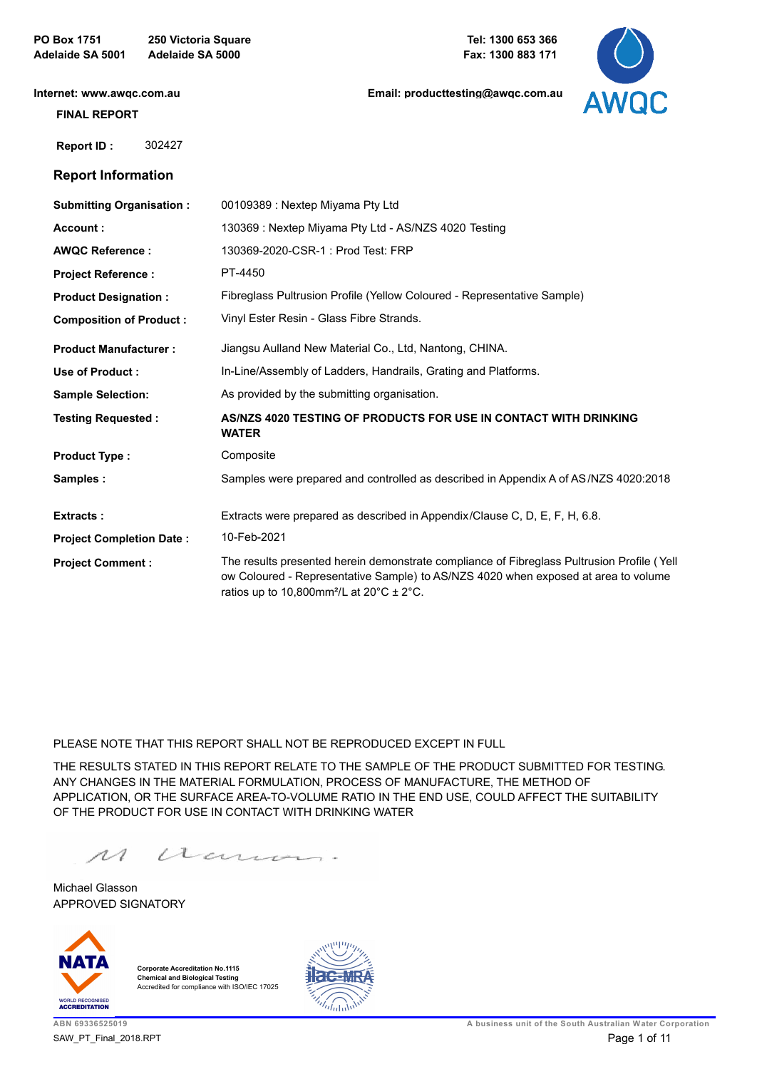PO Box 1751
Adelaide SA 5001

250 Victoria Square
Adelaide SA 5000

Tel: 1300 653 366
Fax: 1300 883 171

Internet: www.awqc.com.au

Email: producttesting@awqc.com.au

**FINAL REPORT**

**Report ID :** 302427

## Report Information

| | |
|---|---|
| **Submitting Organisation :** | 00109389 : Nextep Miyama Pty Ltd |
| **Account :** | 130369 : Nextep Miyama Pty Ltd - AS/NZS 4020 Testing |
| **AWQC Reference :** | 130369-2020-CSR-1 : Prod Test: FRP |
| **Project Reference :** | PT-4450 |
| **Product Designation :** | Fibreglass Pultrusion Profile (Yellow Coloured - Representative Sample) |
| **Composition of Product :** | Vinyl Ester Resin - Glass Fibre Strands. |
| **Product Manufacturer :** | Jiangsu Aulland New Material Co., Ltd, Nantong, CHINA. |
| **Use of Product :** | In-Line/Assembly of Ladders, Handrails, Grating and Platforms. |
| **Sample Selection:** | As provided by the submitting organisation. |
| **Testing Requested :** | **AS/NZS 4020 TESTING OF PRODUCTS FOR USE IN CONTACT WITH DRINKING WATER** |
| **Product Type :** | Composite |
| **Samples :** | Samples were prepared and controlled as described in Appendix A of AS/NZS 4020:2018 |
| **Extracts :** | Extracts were prepared as described in Appendix/Clause C, D, E, F, H, 6.8. |
| **Project Completion Date :** | 10-Feb-2021 |
| **Project Comment :** | The results presented herein demonstrate compliance of Fibreglass Pultrusion Profile (Yellow Coloured - Representative Sample) to AS/NZS 4020 when exposed at area to volume ratios up to 10,800mm²/L at 20°C ± 2°C. |

PLEASE NOTE THAT THIS REPORT SHALL NOT BE REPRODUCED EXCEPT IN FULL

THE RESULTS STATED IN THIS REPORT RELATE TO THE SAMPLE OF THE PRODUCT SUBMITTED FOR TESTING. ANY CHANGES IN THE MATERIAL FORMULATION, PROCESS OF MANUFACTURE, THE METHOD OF APPLICATION, OR THE SURFACE AREA-TO-VOLUME RATIO IN THE END USE, COULD AFFECT THE SUITABILITY OF THE PRODUCT FOR USE IN CONTACT WITH DRINKING WATER

Michael Glasson
APPROVED SIGNATORY

Corporate Accreditation No.1115
Chemical and Biological Testing
Accredited for compliance with ISO/IEC 17025

ABN 69336525019

A business unit of the South Australian Water Corporation

SAW_PT_Final_2018.RPT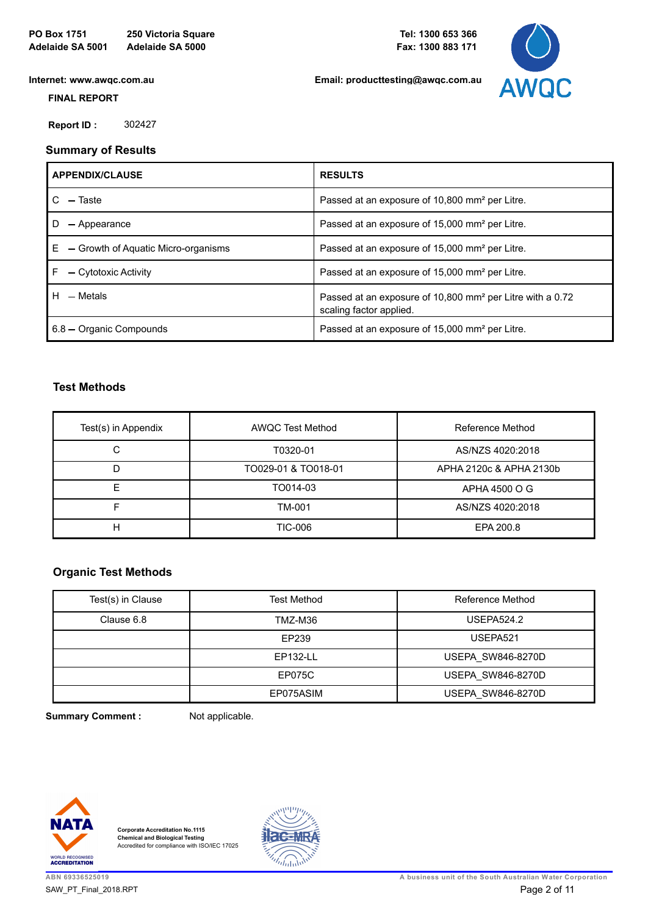PO Box 1751
Adelaide SA 5001

250 Victoria Square
Adelaide SA 5000

Tel: 1300 653 366
Fax: 1300 883 171

Internet: www.awqc.com.au

Email: producttesting@awqc.com.au

**FINAL REPORT**

**Report ID :** 302427

## Summary of Results

| APPENDIX/CLAUSE | RESULTS |
|---|---|
| C – Taste | Passed at an exposure of 10,800 mm² per Litre. |
| D – Appearance | Passed at an exposure of 15,000 mm² per Litre. |
| E – Growth of Aquatic Micro-organisms | Passed at an exposure of 15,000 mm² per Litre. |
| F – Cytotoxic Activity | Passed at an exposure of 15,000 mm² per Litre. |
| H – Metals | Passed at an exposure of 10,800 mm² per Litre with a 0.72 scaling factor applied. |
| 6.8 – Organic Compounds | Passed at an exposure of 15,000 mm² per Litre. |

## Test Methods

| Test(s) in Appendix | AWQC Test Method | Reference Method |
|---|---|---|
| C | T0320-01 | AS/NZS 4020:2018 |
| D | TO029-01 & TO018-01 | APHA 2120c & APHA 2130b |
| E | TO014-03 | APHA 4500 O G |
| F | TM-001 | AS/NZS 4020:2018 |
| H | TIC-006 | EPA 200.8 |

## Organic Test Methods

| Test(s) in Clause | Test Method | Reference Method |
|---|---|---|
| Clause 6.8 | TMZ-M36 | USEPA524.2 |
| | EP239 | USEPA521 |
| | EP132-LL | USEPA_SW846-8270D |
| | EP075C | USEPA_SW846-8270D |
| | EP075ASIM | USEPA_SW846-8270D |

**Summary Comment :** Not applicable.

Corporate Accreditation No.1115
Chemical and Biological Testing
Accredited for compliance with ISO/IEC 17025

ABN 69336525019

A business unit of the South Australian Water Corporation

SAW_PT_Final_2018.RPT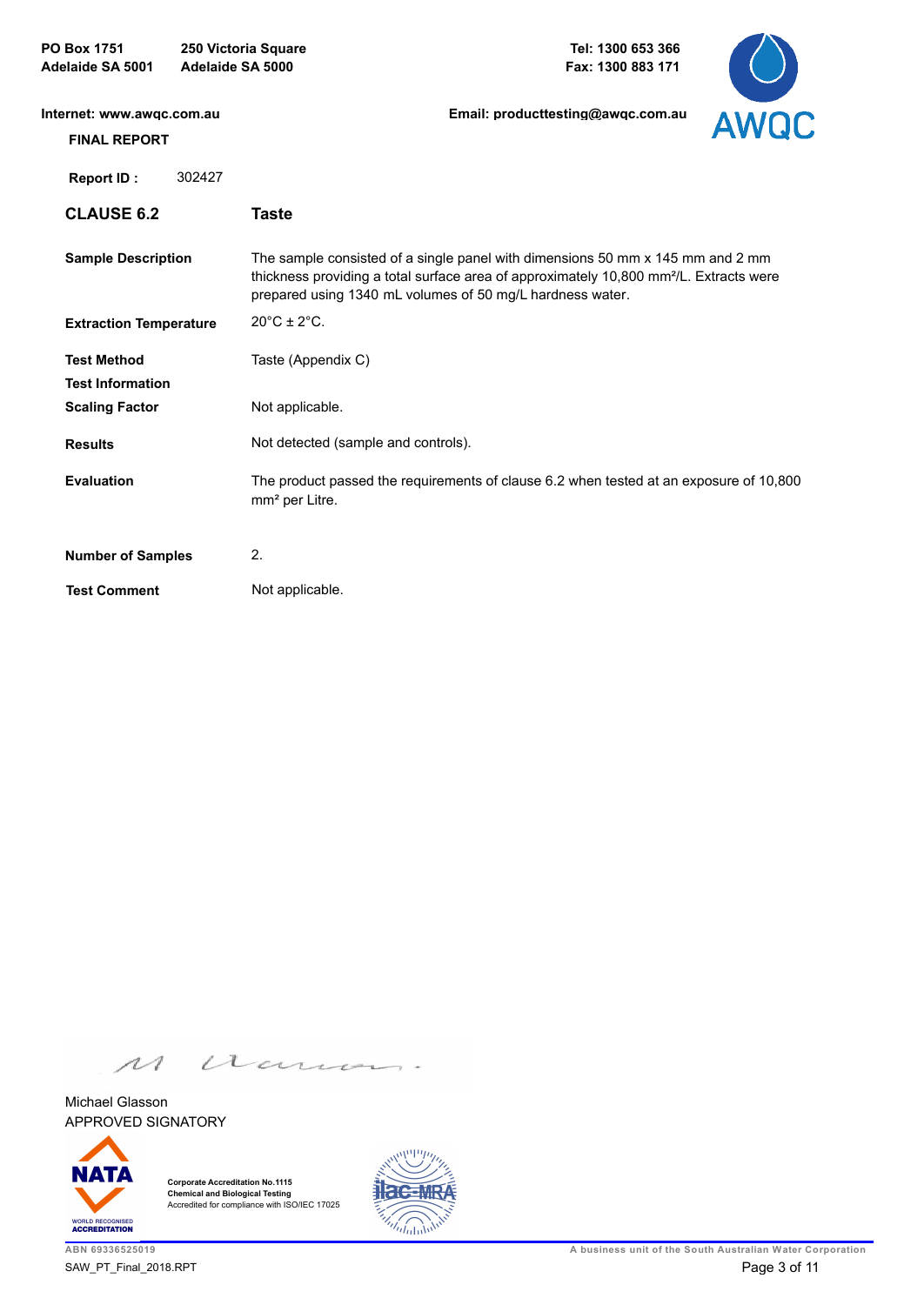FINAL REPORT

**Report ID :** 302427

| | |
|---|---|
| **CLAUSE 6.2** | **Taste** |
| **Sample Description** | The sample consisted of a single panel with dimensions 50 mm x 145 mm and 2 mm thickness providing a total surface area of approximately 10,800 $mm^2$/L. Extracts were prepared using 1340 mL volumes of 50 mg/L hardness water. |
| **Extraction Temperature** | 20°C ± 2°C. |
| **Test Method** | Taste (Appendix C) |
| **Test Information** | |
| **Scaling Factor** | Not applicable. |
| **Results** | Not detected (sample and controls). |
| **Evaluation** | The product passed the requirements of clause 6.2 when tested at an exposure of 10,800 $mm^2$ per Litre. |
| **Number of Samples** | 2. |
| **Test Comment** | Not applicable. |

Michael Glasson
APPROVED SIGNATORY

Corporate Accreditation No.1115
Chemical and Biological Testing
Accredited for compliance with ISO/IEC 17025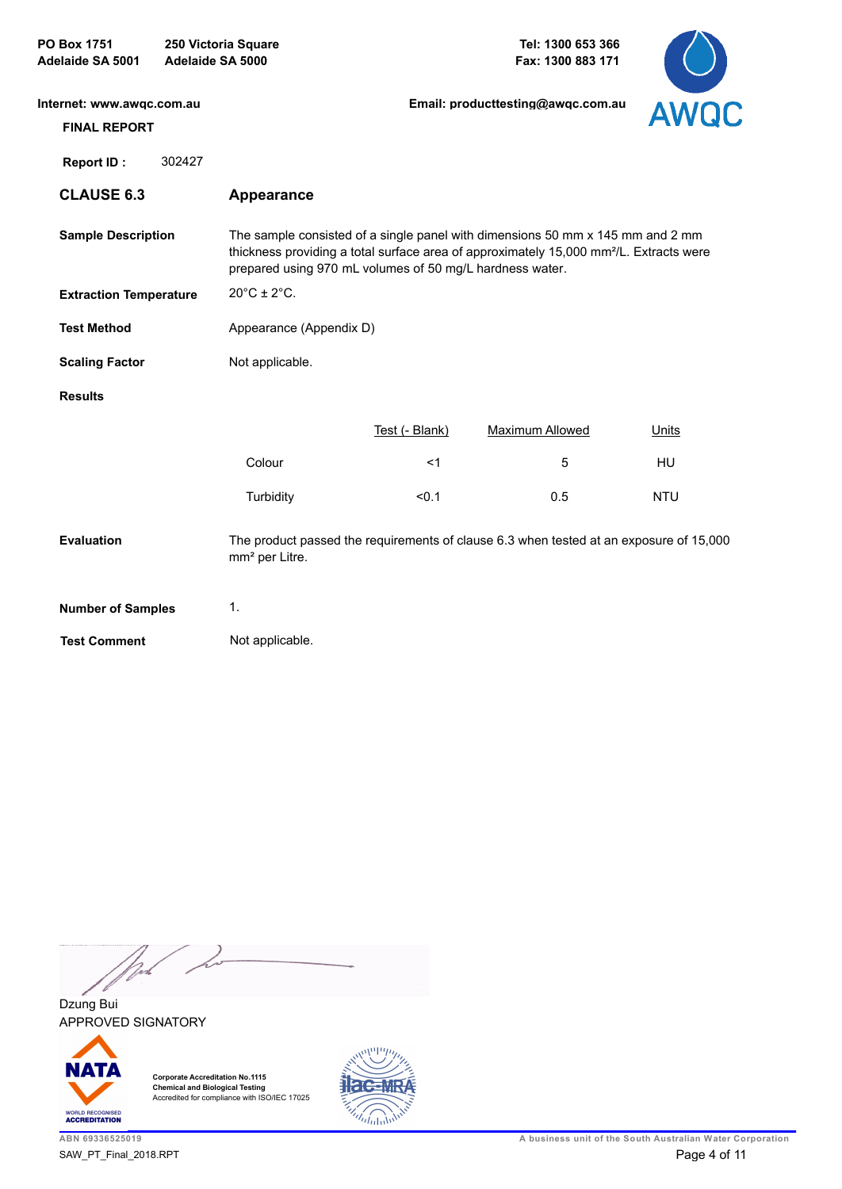PO Box 1751
Adelaide SA 5001

250 Victoria Square
Adelaide SA 5000

Tel: 1300 653 366
Fax: 1300 883 171

Internet: www.awqc.com.au

Email: producttesting@awqc.com.au

**FINAL REPORT**

**Report ID :** 302427

## CLAUSE 6.3 — Appearance

**Sample Description**
The sample consisted of a single panel with dimensions 50 mm x 145 mm and 2 mm thickness providing a total surface area of approximately 15,000 mm²/L. Extracts were prepared using 970 mL volumes of 50 mg/L hardness water.

**Extraction Temperature**
20°C ± 2°C.

**Test Method**
Appearance (Appendix D)

**Scaling Factor**
Not applicable.

**Results**

| | Test (- Blank) | Maximum Allowed | Units |
|---|---|---|---|
| Colour | <1 | 5 | HU |
| Turbidity | <0.1 | 0.5 | NTU |

**Evaluation**
The product passed the requirements of clause 6.3 when tested at an exposure of 15,000 mm² per Litre.

**Number of Samples**
1.

**Test Comment**
Not applicable.

Dzung Bui
APPROVED SIGNATORY

Corporate Accreditation No.1115
Chemical and Biological Testing
Accredited for compliance with ISO/IEC 17025

ABN 69336525019
A business unit of the South Australian Water Corporation
SAW_PT_Final_2018.RPT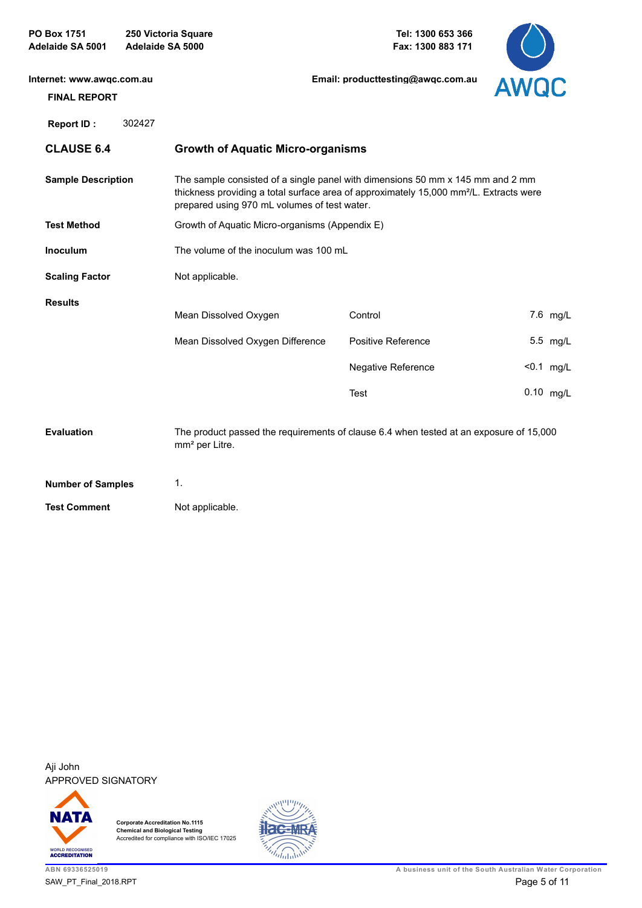PO Box 1751
Adelaide SA 5001

250 Victoria Square
Adelaide SA 5000

Tel: 1300 653 366
Fax: 1300 883 171

Internet: www.awqc.com.au

Email: producttesting@awqc.com.au

**FINAL REPORT**

**Report ID :** 302427

## CLAUSE 6.4 — Growth of Aquatic Micro-organisms

**Sample Description**

The sample consisted of a single panel with dimensions 50 mm x 145 mm and 2 mm thickness providing a total surface area of approximately 15,000 mm²/L. Extracts were prepared using 970 mL volumes of test water.

**Test Method**

Growth of Aquatic Micro-organisms (Appendix E)

**Inoculum**

The volume of the inoculum was 100 mL

**Scaling Factor**

Not applicable.

**Results**

| | | |
|---|---|---|
| Mean Dissolved Oxygen | Control | 7.6 mg/L |
| Mean Dissolved Oxygen Difference | Positive Reference | 5.5 mg/L |
| | Negative Reference | <0.1 mg/L |
| | Test | 0.10 mg/L |

**Evaluation**

The product passed the requirements of clause 6.4 when tested at an exposure of 15,000 mm² per Litre.

**Number of Samples**

1.

**Test Comment**

Not applicable.

Aji John
APPROVED SIGNATORY

**Corporate Accreditation No.1115**
**Chemical and Biological Testing**
Accredited for compliance with ISO/IEC 17025

ABN 69336525019
SAW_PT_Final_2018.RPT

A business unit of the South Australian Water Corporation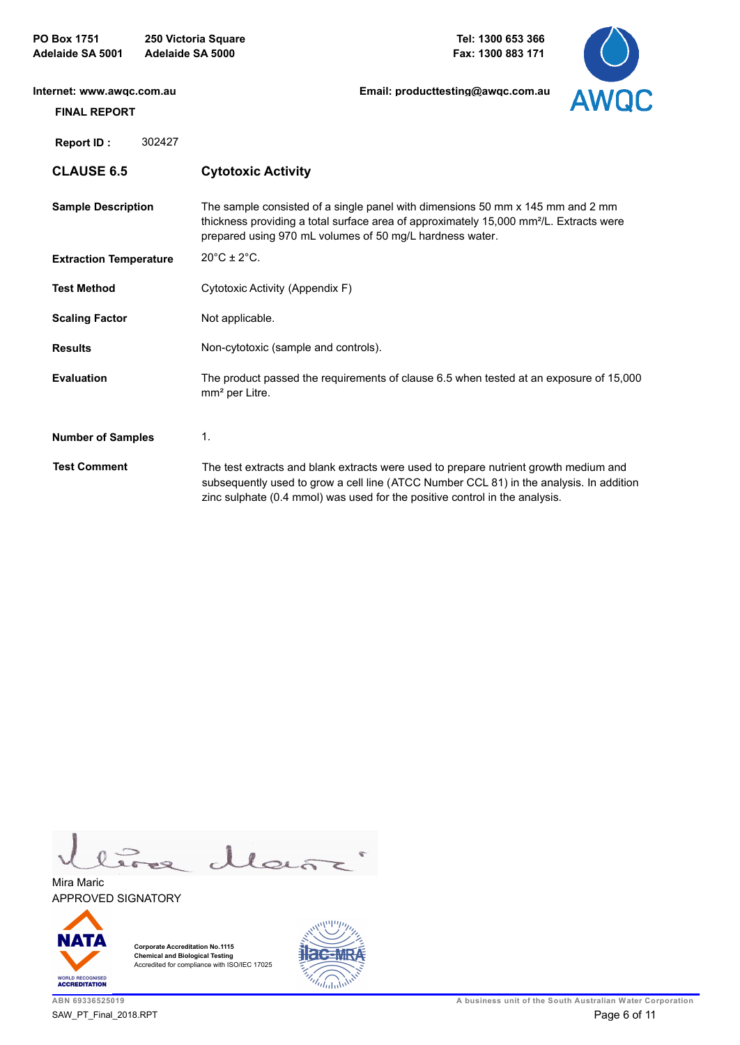PO Box 1751
Adelaide SA 5001

250 Victoria Square
Adelaide SA 5000

Tel: 1300 653 366
Fax: 1300 883 171

Internet: www.awqc.com.au

Email: producttesting@awqc.com.au

**FINAL REPORT**

**Report ID :** 302427

| | |
|---|---|
| **CLAUSE 6.5** | **Cytotoxic Activity** |
| **Sample Description** | The sample consisted of a single panel with dimensions 50 mm x 145 mm and 2 mm thickness providing a total surface area of approximately 15,000 $mm^2$/L. Extracts were prepared using 970 mL volumes of 50 mg/L hardness water. |
| **Extraction Temperature** | 20°C ± 2°C. |
| **Test Method** | Cytotoxic Activity (Appendix F) |
| **Scaling Factor** | Not applicable. |
| **Results** | Non-cytotoxic (sample and controls). |
| **Evaluation** | The product passed the requirements of clause 6.5 when tested at an exposure of 15,000 $mm^2$ per Litre. |
| **Number of Samples** | 1. |
| **Test Comment** | The test extracts and blank extracts were used to prepare nutrient growth medium and subsequently used to grow a cell line (ATCC Number CCL 81) in the analysis. In addition zinc sulphate (0.4 mmol) was used for the positive control in the analysis. |

Mira Maric
APPROVED SIGNATORY

Corporate Accreditation No.1115
Chemical and Biological Testing
Accredited for compliance with ISO/IEC 17025

ABN 69336525019
SAW_PT_Final_2018.RPT

A business unit of the South Australian Water Corporation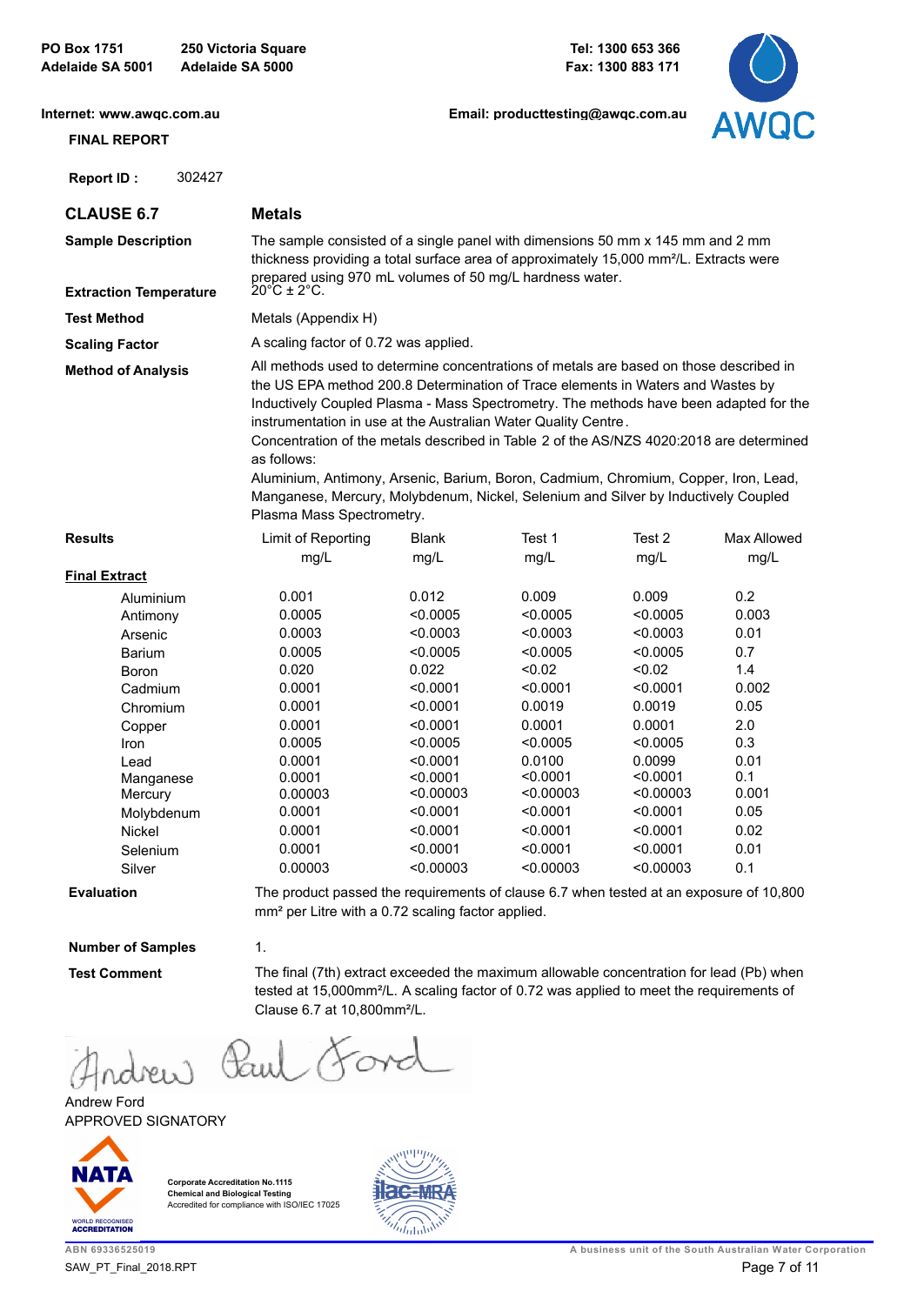PO Box 1751
Adelaide SA 5001

250 Victoria Square
Adelaide SA 5000

Tel: 1300 653 366
Fax: 1300 883 171

Internet: www.awqc.com.au

Email: producttesting@awqc.com.au

**FINAL REPORT**

**Report ID :** 302427

## CLAUSE 6.7 Metals

**Sample Description**
The sample consisted of a single panel with dimensions 50 mm x 145 mm and 2 mm thickness providing a total surface area of approximately 15,000 mm²/L. Extracts were prepared using 970 mL volumes of 50 mg/L hardness water.

**Extraction Temperature**
20°C ± 2°C.

**Test Method**
Metals (Appendix H)

**Scaling Factor**
A scaling factor of 0.72 was applied.

**Method of Analysis**
All methods used to determine concentrations of metals are based on those described in the US EPA method 200.8 Determination of Trace elements in Waters and Wastes by Inductively Coupled Plasma - Mass Spectrometry. The methods have been adapted for the instrumentation in use at the Australian Water Quality Centre.
Concentration of the metals described in Table 2 of the AS/NZS 4020:2018 are determined as follows:
Aluminium, Antimony, Arsenic, Barium, Boron, Cadmium, Chromium, Copper, Iron, Lead, Manganese, Mercury, Molybdenum, Nickel, Selenium and Silver by Inductively Coupled Plasma Mass Spectrometry.

**Results**

| **Final Extract** | Limit of Reporting mg/L | Blank mg/L | Test 1 mg/L | Test 2 mg/L | Max Allowed mg/L |
|---|---|---|---|---|---|
| Aluminium | 0.001 | 0.012 | 0.009 | 0.009 | 0.2 |
| Antimony | 0.0005 | <0.0005 | <0.0005 | <0.0005 | 0.003 |
| Arsenic | 0.0003 | <0.0003 | <0.0003 | <0.0003 | 0.01 |
| Barium | 0.0005 | <0.0005 | <0.0005 | <0.0005 | 0.7 |
| Boron | 0.020 | 0.022 | <0.02 | <0.02 | 1.4 |
| Cadmium | 0.0001 | <0.0001 | <0.0001 | <0.0001 | 0.002 |
| Chromium | 0.0001 | <0.0001 | 0.0019 | 0.0019 | 0.05 |
| Copper | 0.0001 | <0.0001 | 0.0001 | 0.0001 | 2.0 |
| Iron | 0.0005 | <0.0005 | <0.0005 | <0.0005 | 0.3 |
| Lead | 0.0001 | <0.0001 | 0.0100 | 0.0099 | 0.01 |
| Manganese | 0.0001 | <0.0001 | <0.0001 | <0.0001 | 0.1 |
| Mercury | 0.00003 | <0.00003 | <0.00003 | <0.00003 | 0.001 |
| Molybdenum | 0.0001 | <0.0001 | <0.0001 | <0.0001 | 0.05 |
| Nickel | 0.0001 | <0.0001 | <0.0001 | <0.0001 | 0.02 |
| Selenium | 0.0001 | <0.0001 | <0.0001 | <0.0001 | 0.01 |
| Silver | 0.00003 | <0.00003 | <0.00003 | <0.00003 | 0.1 |

**Evaluation**
The product passed the requirements of clause 6.7 when tested at an exposure of 10,800 mm² per Litre with a 0.72 scaling factor applied.

**Number of Samples**
1.

**Test Comment**
The final (7th) extract exceeded the maximum allowable concentration for lead (Pb) when tested at 15,000mm²/L. A scaling factor of 0.72 was applied to meet the requirements of Clause 6.7 at 10,800mm²/L.

Andrew Paul Ford

Andrew Ford
APPROVED SIGNATORY

Corporate Accreditation No.1115
Chemical and Biological Testing
Accredited for compliance with ISO/IEC 17025

ABN 69336525019
SAW_PT_Final_2018.RPT

A business unit of the South Australian Water Corporation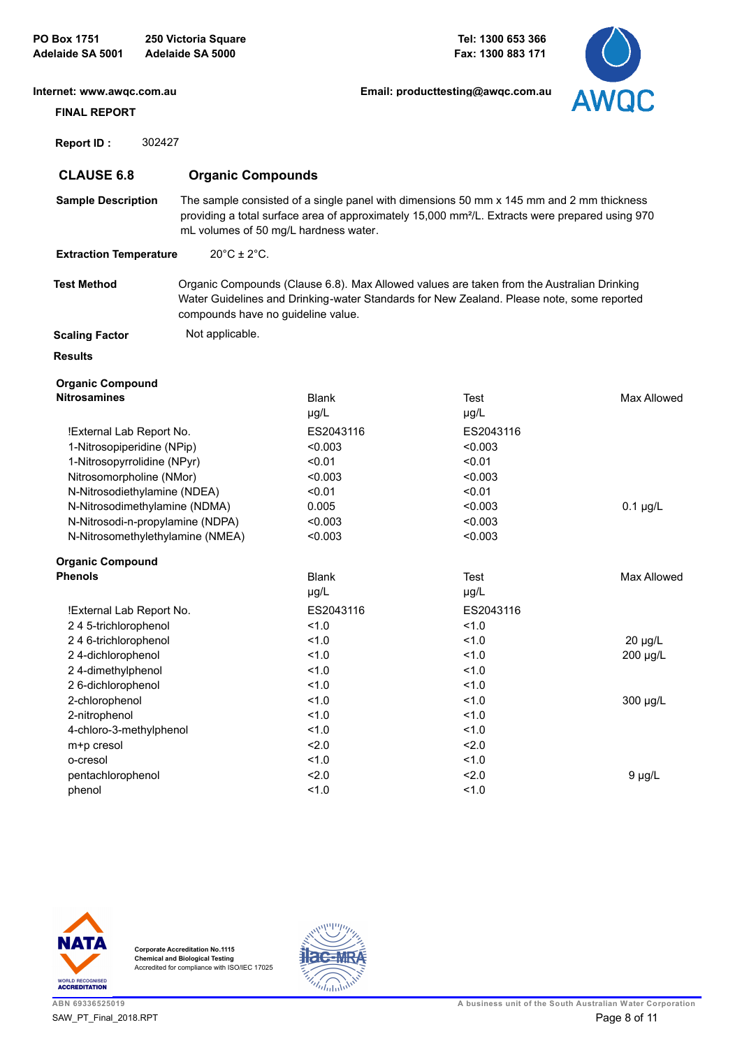PO Box 1751
Adelaide SA 5001

250 Victoria Square
Adelaide SA 5000

Tel: 1300 653 366
Fax: 1300 883 171

Internet: www.awqc.com.au

Email: producttesting@awqc.com.au

**FINAL REPORT**

**Report ID :** 302427

## CLAUSE 6.8 Organic Compounds

**Sample Description** The sample consisted of a single panel with dimensions 50 mm x 145 mm and 2 mm thickness providing a total surface area of approximately 15,000 mm²/L. Extracts were prepared using 970 mL volumes of 50 mg/L hardness water.

**Extraction Temperature** 20°C ± 2°C.

**Test Method** Organic Compounds (Clause 6.8). Max Allowed values are taken from the Australian Drinking Water Guidelines and Drinking-water Standards for New Zealand. Please note, some reported compounds have no guideline value.

**Scaling Factor** Not applicable.

**Results**

| Organic Compound Nitrosamines | Blank µg/L | Test µg/L | Max Allowed |
|---|---|---|---|
| !External Lab Report No. | ES2043116 | ES2043116 | |
| 1-Nitrosopiperidine (NPip) | <0.003 | <0.003 | |
| 1-Nitrosopyrrolidine (NPyr) | <0.01 | <0.01 | |
| Nitrosomorpholine (NMor) | <0.003 | <0.003 | |
| N-Nitrosodiethylamine (NDEA) | <0.01 | <0.01 | |
| N-Nitrosodimethylamine (NDMA) | 0.005 | <0.003 | 0.1 µg/L |
| N-Nitrosodi-n-propylamine (NDPA) | <0.003 | <0.003 | |
| N-Nitrosomethylethylamine (NMEA) | <0.003 | <0.003 | |

| Organic Compound Phenols | Blank µg/L | Test µg/L | Max Allowed |
|---|---|---|---|
| !External Lab Report No. | ES2043116 | ES2043116 | |
| 2 4 5-trichlorophenol | <1.0 | <1.0 | |
| 2 4 6-trichlorophenol | <1.0 | <1.0 | 20 µg/L |
| 2 4-dichlorophenol | <1.0 | <1.0 | 200 µg/L |
| 2 4-dimethylphenol | <1.0 | <1.0 | |
| 2 6-dichlorophenol | <1.0 | <1.0 | |
| 2-chlorophenol | <1.0 | <1.0 | 300 µg/L |
| 2-nitrophenol | <1.0 | <1.0 | |
| 4-chloro-3-methylphenol | <1.0 | <1.0 | |
| m+p cresol | <2.0 | <2.0 | |
| o-cresol | <1.0 | <1.0 | |
| pentachlorophenol | <2.0 | <2.0 | 9 µg/L |
| phenol | <1.0 | <1.0 | |

Corporate Accreditation No.1115
Chemical and Biological Testing
Accredited for compliance with ISO/IEC 17025

ABN 69336525019
SAW_PT_Final_2018.RPT

A business unit of the South Australian Water Corporation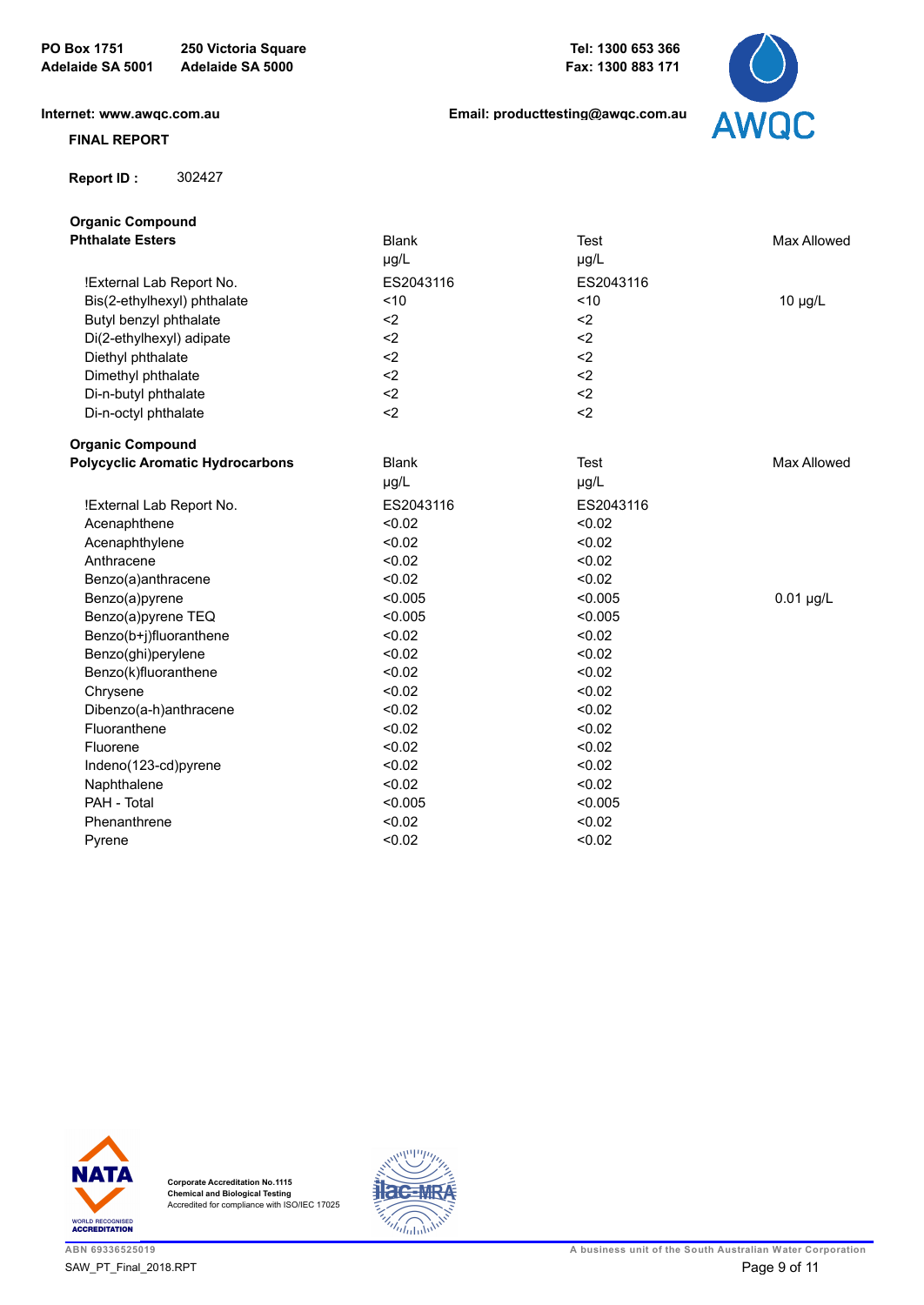PO Box 1751
Adelaide SA 5001

250 Victoria Square
Adelaide SA 5000

Tel: 1300 653 366
Fax: 1300 883 171

Internet: www.awqc.com.au

Email: producttesting@awqc.com.au

**FINAL REPORT**

**Report ID :** 302427

| **Organic Compound** **Phthalate Esters** | Blank µg/L | Test µg/L | Max Allowed |
|---|---|---|---|
| !External Lab Report No. | ES2043116 | ES2043116 | |
| Bis(2-ethylhexyl) phthalate | <10 | <10 | 10 µg/L |
| Butyl benzyl phthalate | <2 | <2 | |
| Di(2-ethylhexyl) adipate | <2 | <2 | |
| Diethyl phthalate | <2 | <2 | |
| Dimethyl phthalate | <2 | <2 | |
| Di-n-butyl phthalate | <2 | <2 | |
| Di-n-octyl phthalate | <2 | <2 | |

| **Organic Compound** **Polycyclic Aromatic Hydrocarbons** | Blank µg/L | Test µg/L | Max Allowed |
|---|---|---|---|
| !External Lab Report No. | ES2043116 | ES2043116 | |
| Acenaphthene | <0.02 | <0.02 | |
| Acenaphthylene | <0.02 | <0.02 | |
| Anthracene | <0.02 | <0.02 | |
| Benzo(a)anthracene | <0.02 | <0.02 | |
| Benzo(a)pyrene | <0.005 | <0.005 | 0.01 µg/L |
| Benzo(a)pyrene TEQ | <0.005 | <0.005 | |
| Benzo(b+j)fluoranthene | <0.02 | <0.02 | |
| Benzo(ghi)perylene | <0.02 | <0.02 | |
| Benzo(k)fluoranthene | <0.02 | <0.02 | |
| Chrysene | <0.02 | <0.02 | |
| Dibenzo(a-h)anthracene | <0.02 | <0.02 | |
| Fluoranthene | <0.02 | <0.02 | |
| Fluorene | <0.02 | <0.02 | |
| Indeno(123-cd)pyrene | <0.02 | <0.02 | |
| Naphthalene | <0.02 | <0.02 | |
| PAH - Total | <0.005 | <0.005 | |
| Phenanthrene | <0.02 | <0.02 | |
| Pyrene | <0.02 | <0.02 | |

Corporate Accreditation No.1115
Chemical and Biological Testing
Accredited for compliance with ISO/IEC 17025

ABN 69336525019

SAW_PT_Final_2018.RPT

A business unit of the South Australian Water Corporation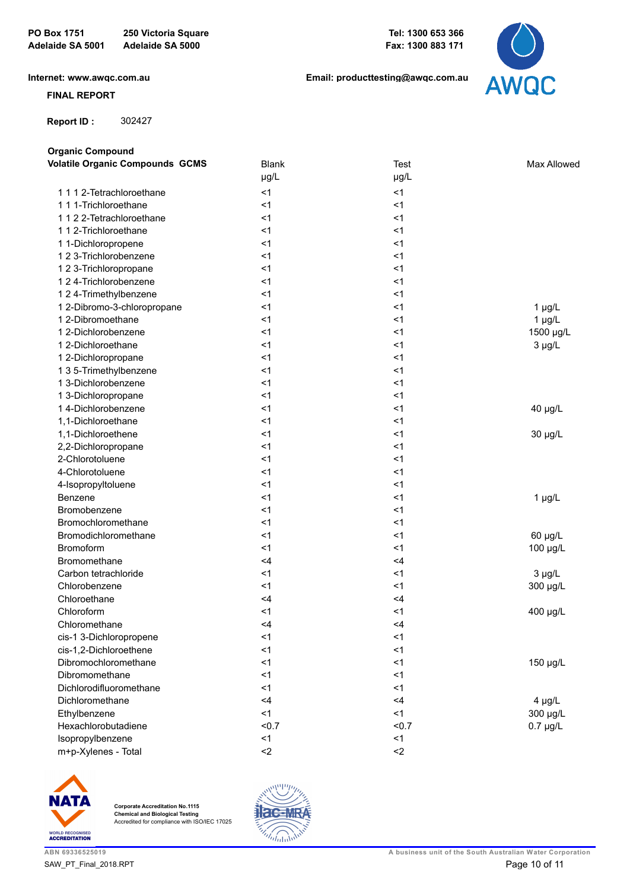PO Box 1751
Adelaide SA 5001

250 Victoria Square
Adelaide SA 5000

Tel: 1300 653 366
Fax: 1300 883 171

Internet: www.awqc.com.au

Email: producttesting@awqc.com.au

**FINAL REPORT**

**Report ID :** 302427

**Organic Compound**

| **Volatile Organic Compounds GCMS** | Blank µg/L | Test µg/L | Max Allowed |
|---|---|---|---|
| 1 1 1 2-Tetrachloroethane | <1 | <1 | |
| 1 1 1-Trichloroethane | <1 | <1 | |
| 1 1 2 2-Tetrachloroethane | <1 | <1 | |
| 1 1 2-Trichloroethane | <1 | <1 | |
| 1 1-Dichloropropene | <1 | <1 | |
| 1 2 3-Trichlorobenzene | <1 | <1 | |
| 1 2 3-Trichloropropane | <1 | <1 | |
| 1 2 4-Trichlorobenzene | <1 | <1 | |
| 1 2 4-Trimethylbenzene | <1 | <1 | |
| 1 2-Dibromo-3-chloropropane | <1 | <1 | 1 µg/L |
| 1 2-Dibromoethane | <1 | <1 | 1 µg/L |
| 1 2-Dichlorobenzene | <1 | <1 | 1500 µg/L |
| 1 2-Dichloroethane | <1 | <1 | 3 µg/L |
| 1 2-Dichloropropane | <1 | <1 | |
| 1 3 5-Trimethylbenzene | <1 | <1 | |
| 1 3-Dichlorobenzene | <1 | <1 | |
| 1 3-Dichloropropane | <1 | <1 | |
| 1 4-Dichlorobenzene | <1 | <1 | 40 µg/L |
| 1,1-Dichloroethane | <1 | <1 | |
| 1,1-Dichloroethene | <1 | <1 | 30 µg/L |
| 2,2-Dichloropropane | <1 | <1 | |
| 2-Chlorotoluene | <1 | <1 | |
| 4-Chlorotoluene | <1 | <1 | |
| 4-Isopropyltoluene | <1 | <1 | |
| Benzene | <1 | <1 | 1 µg/L |
| Bromobenzene | <1 | <1 | |
| Bromochloromethane | <1 | <1 | |
| Bromodichloromethane | <1 | <1 | 60 µg/L |
| Bromoform | <1 | <1 | 100 µg/L |
| Bromomethane | <4 | <4 | |
| Carbon tetrachloride | <1 | <1 | 3 µg/L |
| Chlorobenzene | <1 | <1 | 300 µg/L |
| Chloroethane | <4 | <4 | |
| Chloroform | <1 | <1 | 400 µg/L |
| Chloromethane | <4 | <4 | |
| cis-1 3-Dichloropropene | <1 | <1 | |
| cis-1,2-Dichloroethene | <1 | <1 | |
| Dibromochloromethane | <1 | <1 | 150 µg/L |
| Dibromomethane | <1 | <1 | |
| Dichlorodifluoromethane | <1 | <1 | |
| Dichloromethane | <4 | <4 | 4 µg/L |
| Ethylbenzene | <1 | <1 | 300 µg/L |
| Hexachlorobutadiene | <0.7 | <0.7 | 0.7 µg/L |
| Isopropylbenzene | <1 | <1 | |
| m+p-Xylenes - Total | <2 | <2 | |

Corporate Accreditation No.1115
Chemical and Biological Testing
Accredited for compliance with ISO/IEC 17025

ABN 69336525019 — A business unit of the South Australian Water Corporation

SAW_PT_Final_2018.RPT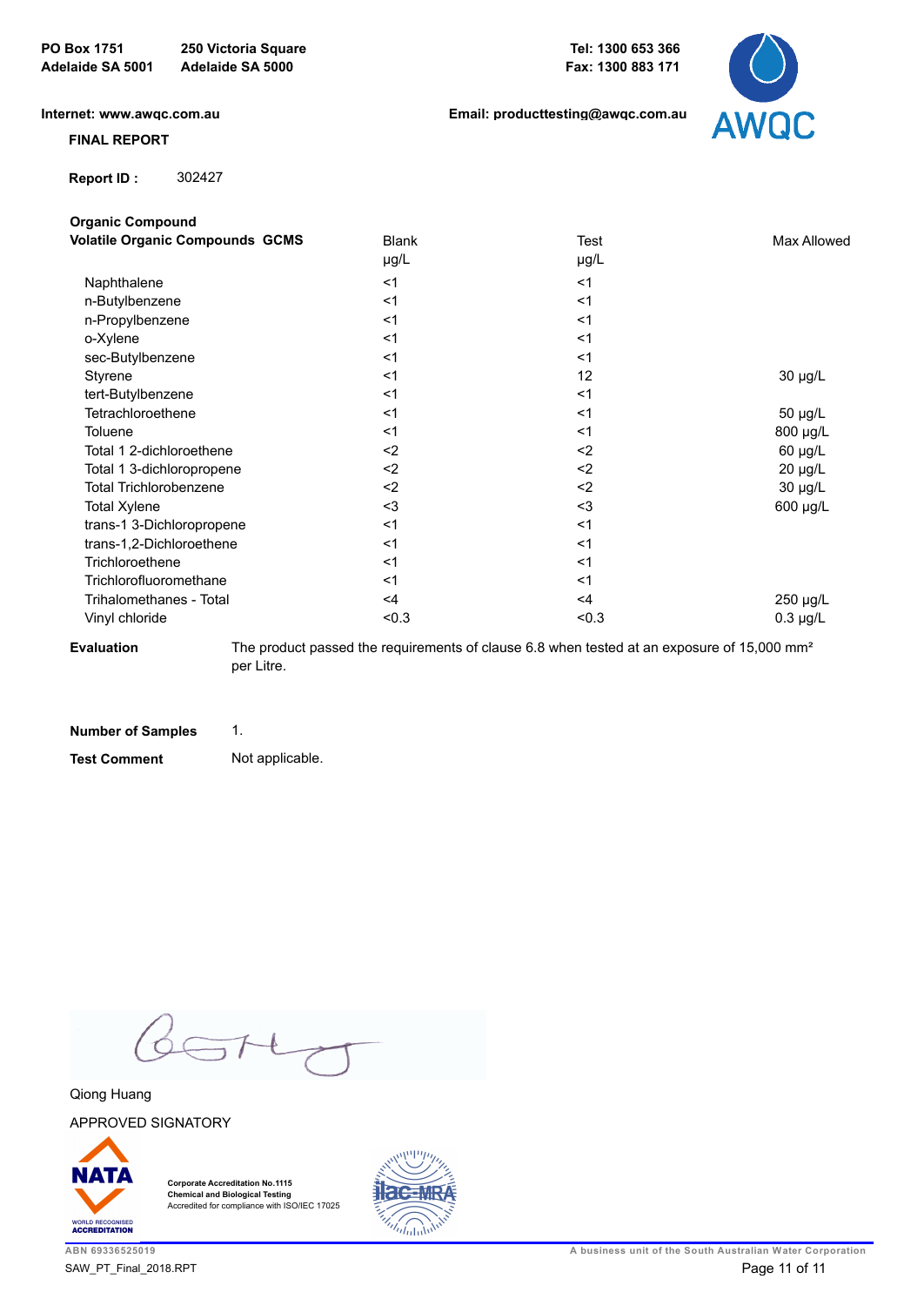PO Box 1751
Adelaide SA 5001

250 Victoria Square
Adelaide SA 5000

Tel: 1300 653 366
Fax: 1300 883 171

Internet: www.awqc.com.au

Email: producttesting@awqc.com.au

AWQC

**FINAL REPORT**

**Report ID :** 302427

**Organic Compound**

| **Volatile Organic Compounds GCMS** | Blank µg/L | Test µg/L | Max Allowed |
|---|---|---|---|
| Naphthalene | <1 | <1 | |
| n-Butylbenzene | <1 | <1 | |
| n-Propylbenzene | <1 | <1 | |
| o-Xylene | <1 | <1 | |
| sec-Butylbenzene | <1 | <1 | |
| Styrene | <1 | 12 | 30 µg/L |
| tert-Butylbenzene | <1 | <1 | |
| Tetrachloroethene | <1 | <1 | 50 µg/L |
| Toluene | <1 | <1 | 800 µg/L |
| Total 1 2-dichloroethene | <2 | <2 | 60 µg/L |
| Total 1 3-dichloropropene | <2 | <2 | 20 µg/L |
| Total Trichlorobenzene | <2 | <2 | 30 µg/L |
| Total Xylene | <3 | <3 | 600 µg/L |
| trans-1 3-Dichloropropene | <1 | <1 | |
| trans-1,2-Dichloroethene | <1 | <1 | |
| Trichloroethene | <1 | <1 | |
| Trichlorofluoromethane | <1 | <1 | |
| Trihalomethanes - Total | <4 | <4 | 250 µg/L |
| Vinyl chloride | <0.3 | <0.3 | 0.3 µg/L |

**Evaluation** The product passed the requirements of clause 6.8 when tested at an exposure of 15,000 mm² per Litre.

**Number of Samples** 1.

**Test Comment** Not applicable.

Qiong Huang

APPROVED SIGNATORY

NATA
WORLD RECOGNISED ACCREDITATION

Corporate Accreditation No.1115
Chemical and Biological Testing
Accredited for compliance with ISO/IEC 17025

ilac-MRA

ABN 69336525019

A business unit of the South Australian Water Corporation

SAW_PT_Final_2018.RPT